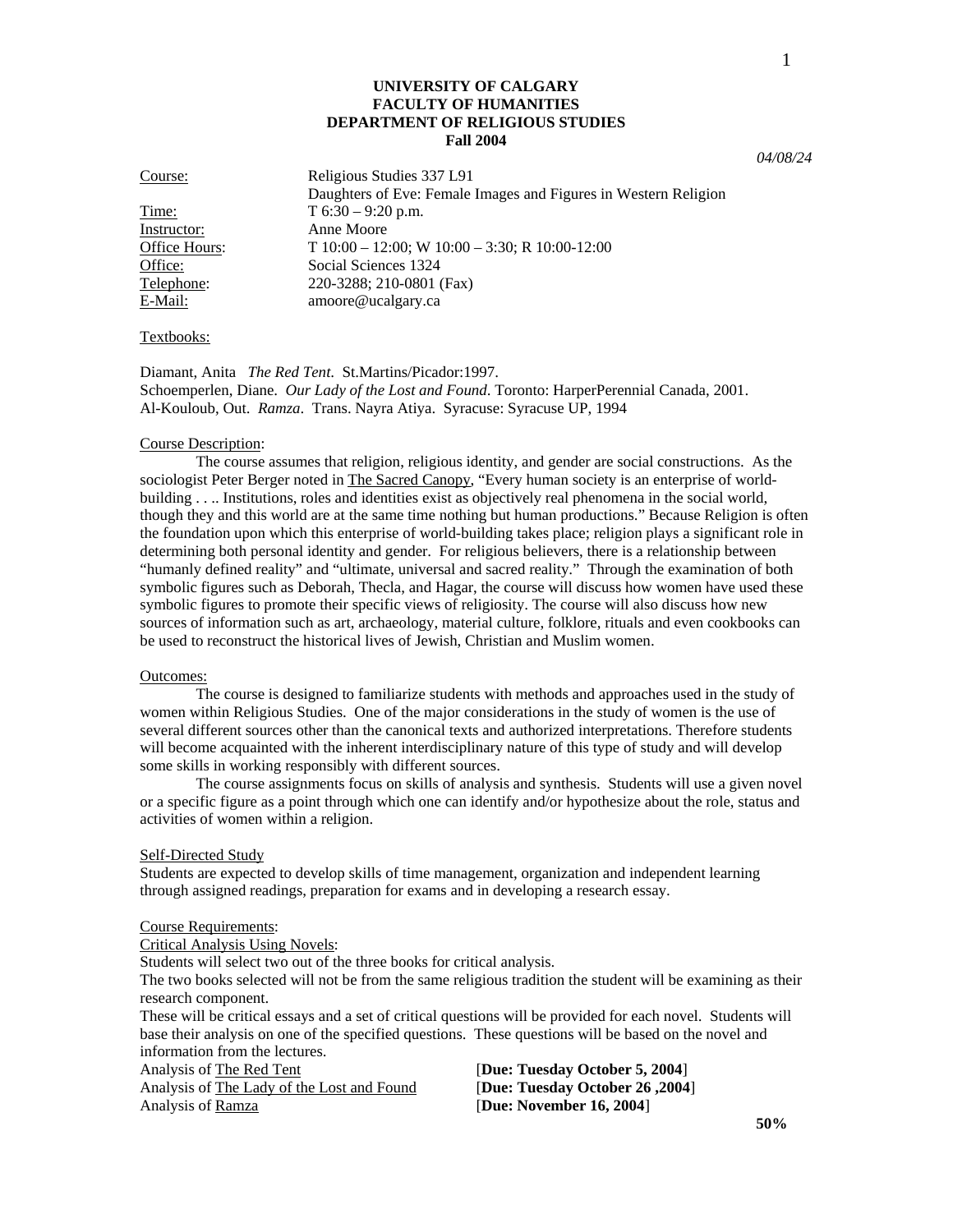**UNIVERSITY OF CALGARY**
**FACULTY OF HUMANITIES**
**DEPARTMENT OF RELIGIOUS STUDIES**
**Fall 2004**

*04/08/24*

| | |
|---|---|
| Course: | Religious Studies 337 L91<br>Daughters of Eve: Female Images and Figures in Western Religion |
| Time: | T 6:30 – 9:20 p.m. |
| Instructor: | Anne Moore |
| Office Hours: | T 10:00 – 12:00; W 10:00 – 3:30; R 10:00-12:00 |
| Office: | Social Sciences 1324 |
| Telephone: | 220-3288; 210-0801 (Fax) |
| E-Mail: | amoore@ucalgary.ca |

Textbooks:

Diamant, Anita *The Red Tent*. St.Martins/Picador:1997.
Schoemperlen, Diane. *Our Lady of the Lost and Found*. Toronto: HarperPerennial Canada, 2001.
Al-Kouloub, Out. *Ramza*. Trans. Nayra Atiya. Syracuse: Syracuse UP, 1994

Course Description:

The course assumes that religion, religious identity, and gender are social constructions. As the sociologist Peter Berger noted in The Sacred Canopy, "Every human society is an enterprise of world-building . . .. Institutions, roles and identities exist as objectively real phenomena in the social world, though they and this world are at the same time nothing but human productions." Because Religion is often the foundation upon which this enterprise of world-building takes place; religion plays a significant role in determining both personal identity and gender. For religious believers, there is a relationship between "humanly defined reality" and "ultimate, universal and sacred reality." Through the examination of both symbolic figures such as Deborah, Thecla, and Hagar, the course will discuss how women have used these symbolic figures to promote their specific views of religiosity. The course will also discuss how new sources of information such as art, archaeology, material culture, folklore, rituals and even cookbooks can be used to reconstruct the historical lives of Jewish, Christian and Muslim women.

Outcomes:

The course is designed to familiarize students with methods and approaches used in the study of women within Religious Studies. One of the major considerations in the study of women is the use of several different sources other than the canonical texts and authorized interpretations. Therefore students will become acquainted with the inherent interdisciplinary nature of this type of study and will develop some skills in working responsibly with different sources.

The course assignments focus on skills of analysis and synthesis. Students will use a given novel or a specific figure as a point through which one can identify and/or hypothesize about the role, status and activities of women within a religion.

Self-Directed Study

Students are expected to develop skills of time management, organization and independent learning through assigned readings, preparation for exams and in developing a research essay.

Course Requirements:

Critical Analysis Using Novels:

Students will select two out of the three books for critical analysis.
The two books selected will not be from the same religious tradition the student will be examining as their research component.
These will be critical essays and a set of critical questions will be provided for each novel. Students will base their analysis on one of the specified questions. These questions will be based on the novel and information from the lectures.

| | |
|---|---|
| Analysis of The Red Tent | [**Due: Tuesday October 5, 2004**] |
| Analysis of The Lady of the Lost and Found | [**Due: Tuesday October 26 ,2004**] |
| Analysis of Ramza | [**Due: November 16, 2004**] |

**50%**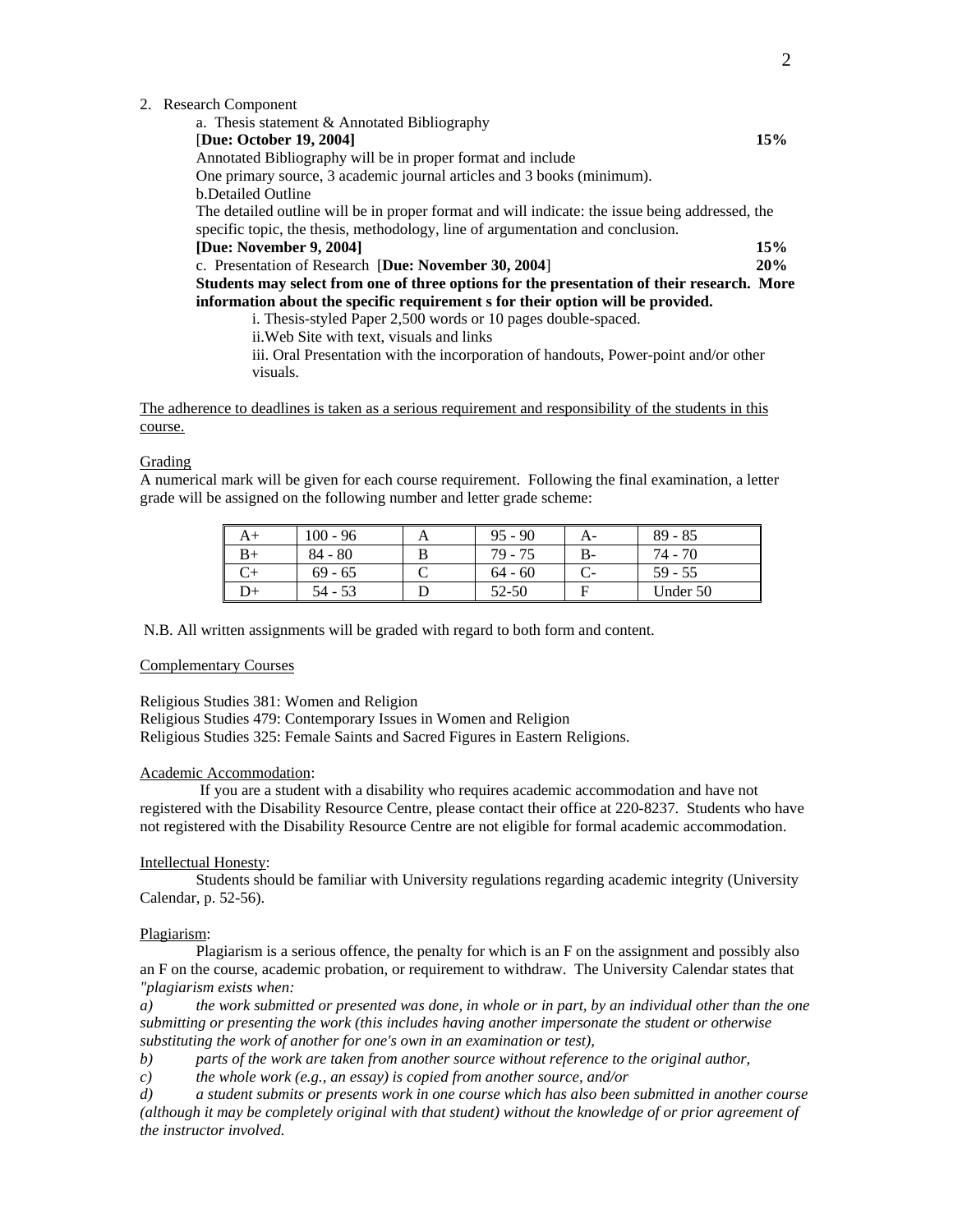2. Research Component

   a. Thesis statement & Annotated Bibliography
   [**Due: October 19, 2004]** **15%**
   Annotated Bibliography will be in proper format and include
   One primary source, 3 academic journal articles and 3 books (minimum).

   b.Detailed Outline
   The detailed outline will be in proper format and will indicate: the issue being addressed, the specific topic, the thesis, methodology, line of argumentation and conclusion.
   **[Due: November 9, 2004]** **15%**

   c. Presentation of Research [**Due: November 30, 2004**] **20%**
   **Students may select from one of three options for the presentation of their research. More information about the specific requirement s for their option will be provided.**

   i. Thesis-styled Paper 2,500 words or 10 pages double-spaced.
   ii.Web Site with text, visuals and links
   iii. Oral Presentation with the incorporation of handouts, Power-point and/or other visuals.

<u>The adherence to deadlines is taken as a serious requirement and responsibility of the students in this course.</u>

<u>Grading</u>

A numerical mark will be given for each course requirement. Following the final examination, a letter grade will be assigned on the following number and letter grade scheme:

| A+ | 100 - 96 | A | 95 - 90 | A- | 89 - 85 |
|---|---|---|---|---|---|
| B+ | 84 - 80 | B | 79 - 75 | B- | 74 - 70 |
| C+ | 69 - 65 | C | 64 - 60 | C- | 59 - 55 |
| D+ | 54 - 53 | D | 52-50 | F | Under 50 |

N.B. All written assignments will be graded with regard to both form and content.

<u>Complementary Courses</u>

Religious Studies 381: Women and Religion
Religious Studies 479: Contemporary Issues in Women and Religion
Religious Studies 325: Female Saints and Sacred Figures in Eastern Religions.

<u>Academic Accommodation</u>:

If you are a student with a disability who requires academic accommodation and have not registered with the Disability Resource Centre, please contact their office at 220-8237. Students who have not registered with the Disability Resource Centre are not eligible for formal academic accommodation.

<u>Intellectual Honesty</u>:

Students should be familiar with University regulations regarding academic integrity (University Calendar, p. 52-56).

<u>Plagiarism</u>:

Plagiarism is a serious offence, the penalty for which is an F on the assignment and possibly also an F on the course, academic probation, or requirement to withdraw. The University Calendar states that *"plagiarism exists when:*

*a) the work submitted or presented was done, in whole or in part, by an individual other than the one submitting or presenting the work (this includes having another impersonate the student or otherwise substituting the work of another for one's own in an examination or test),*

*b) parts of the work are taken from another source without reference to the original author,*

*c) the whole work (e.g., an essay) is copied from another source, and/or*

*d) a student submits or presents work in one course which has also been submitted in another course (although it may be completely original with that student) without the knowledge of or prior agreement of the instructor involved.*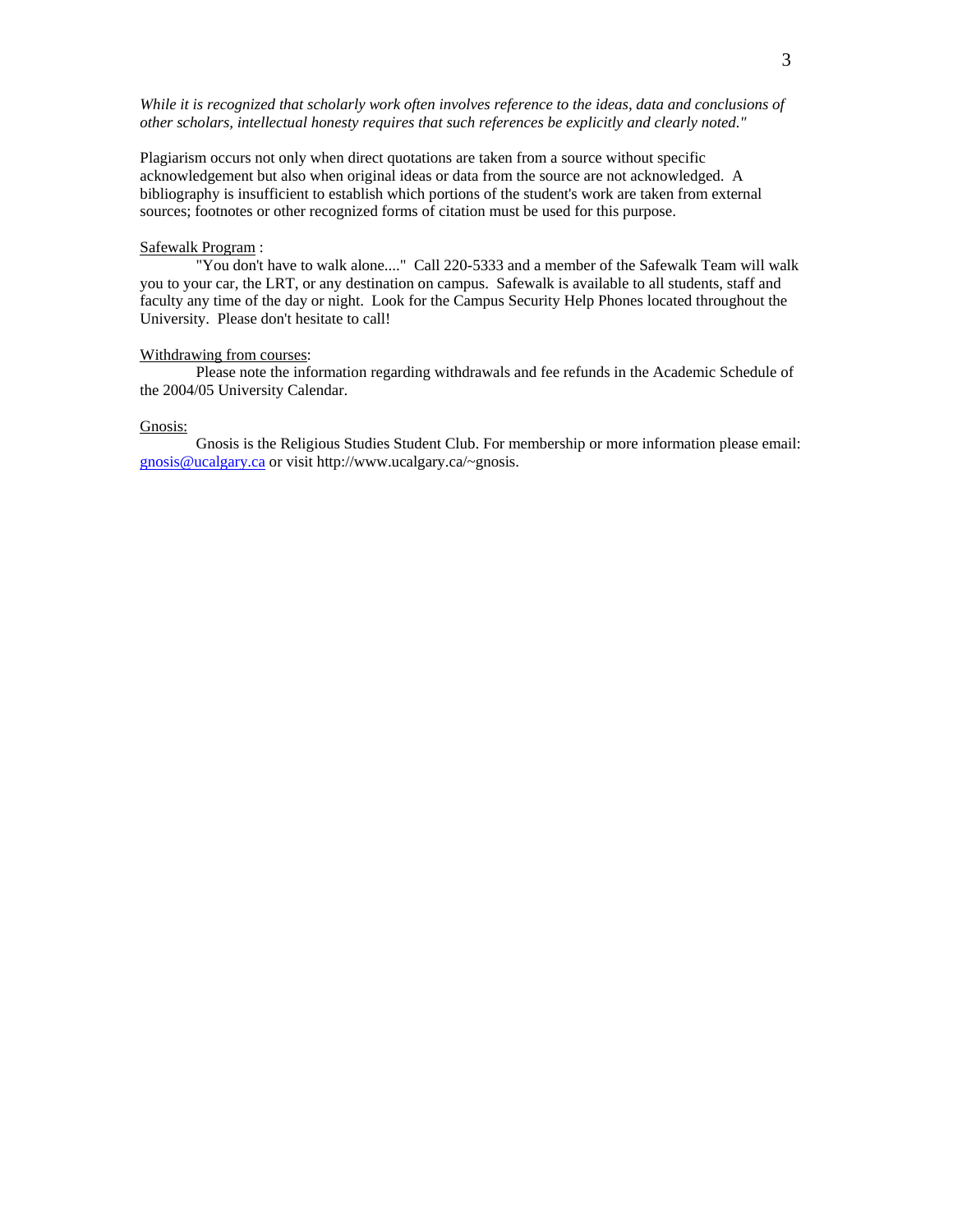*While it is recognized that scholarly work often involves reference to the ideas, data and conclusions of other scholars, intellectual honesty requires that such references be explicitly and clearly noted."*

Plagiarism occurs not only when direct quotations are taken from a source without specific acknowledgement but also when original ideas or data from the source are not acknowledged. A bibliography is insufficient to establish which portions of the student's work are taken from external sources; footnotes or other recognized forms of citation must be used for this purpose.

Safewalk Program :

"You don't have to walk alone...." Call 220-5333 and a member of the Safewalk Team will walk you to your car, the LRT, or any destination on campus. Safewalk is available to all students, staff and faculty any time of the day or night. Look for the Campus Security Help Phones located throughout the University. Please don't hesitate to call!

Withdrawing from courses:

Please note the information regarding withdrawals and fee refunds in the Academic Schedule of the 2004/05 University Calendar.

Gnosis:

Gnosis is the Religious Studies Student Club. For membership or more information please email: gnosis@ucalgary.ca or visit http://www.ucalgary.ca/~gnosis.